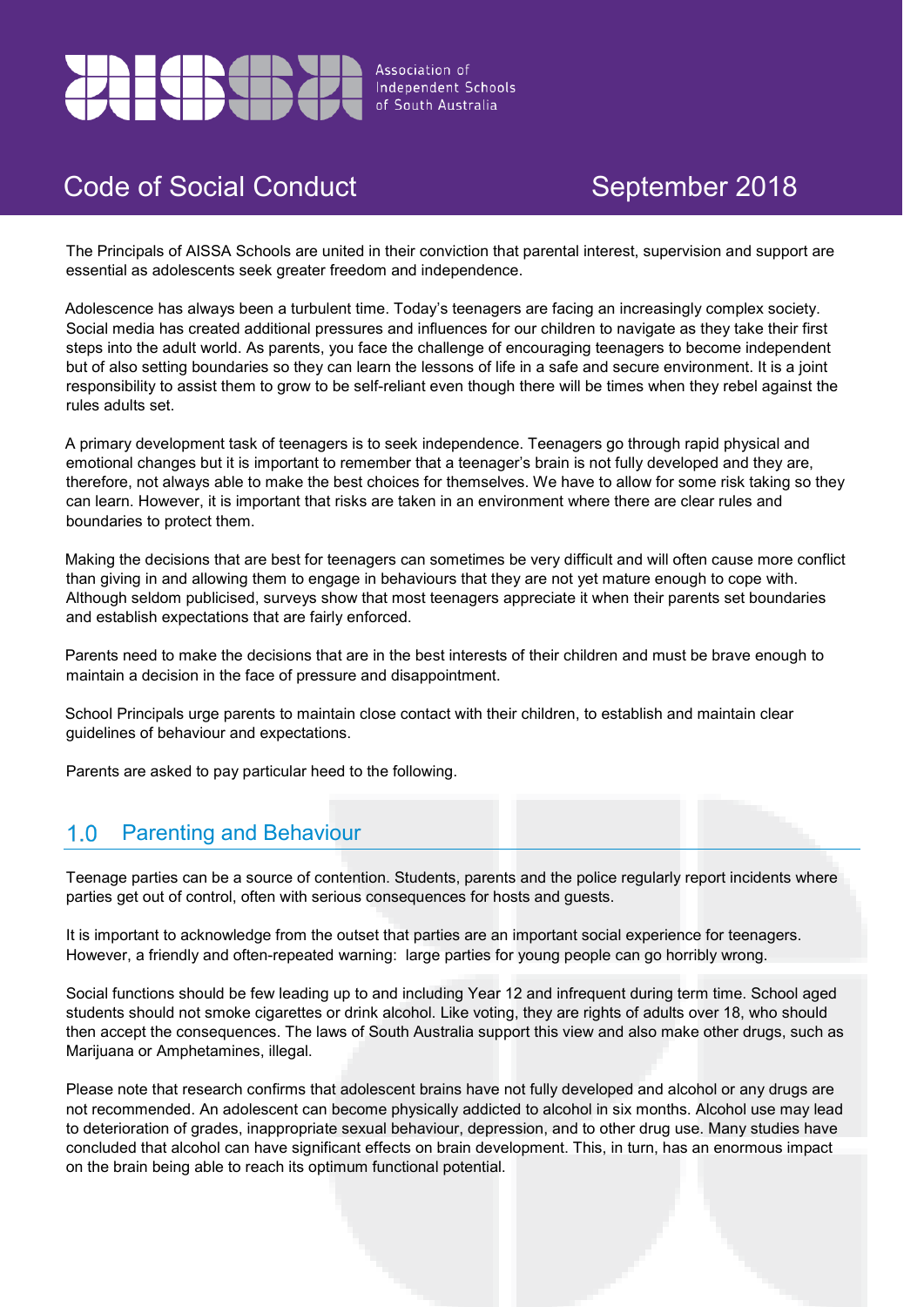Association of Independent Schools of South Australia

# Code of Social Conduct

September 2018

The Principals of AISSA Schools are united in their conviction that parental interest, supervision and support are essential as adolescents seek greater freedom and independence.

Adolescence has always been a turbulent time. Today's teenagers are facing an increasingly complex society. Social media has created additional pressures and influences for our children to navigate as they take their first steps into the adult world. As parents, you face the challenge of encouraging teenagers to become independent but of also setting boundaries so they can learn the lessons of life in a safe and secure environment. It is a joint responsibility to assist them to grow to be self-reliant even though there will be times when they rebel against the rules adults set.

A primary development task of teenagers is to seek independence. Teenagers go through rapid physical and emotional changes but it is important to remember that a teenager's brain is not fully developed and they are, therefore, not always able to make the best choices for themselves. We have to allow for some risk taking so they can learn. However, it is important that risks are taken in an environment where there are clear rules and boundaries to protect them.

Making the decisions that are best for teenagers can sometimes be very difficult and will often cause more conflict than giving in and allowing them to engage in behaviours that they are not yet mature enough to cope with. Although seldom publicised, surveys show that most teenagers appreciate it when their parents set boundaries and establish expectations that are fairly enforced.

Parents need to make the decisions that are in the best interests of their children and must be brave enough to maintain a decision in the face of pressure and disappointment.

School Principals urge parents to maintain close contact with their children, to establish and maintain clear guidelines of behaviour and expectations.

Parents are asked to pay particular heed to the following.

## 1.0 Parenting and Behaviour

Teenage parties can be a source of contention. Students, parents and the police regularly report incidents where parties get out of control, often with serious consequences for hosts and guests.

It is important to acknowledge from the outset that parties are an important social experience for teenagers. However, a friendly and often-repeated warning: large parties for young people can go horribly wrong.

Social functions should be few leading up to and including Year 12 and infrequent during term time. School aged students should not smoke cigarettes or drink alcohol. Like voting, they are rights of adults over 18, who should then accept the consequences. The laws of South Australia support this view and also make other drugs, such as Marijuana or Amphetamines, illegal.

Please note that research confirms that adolescent brains have not fully developed and alcohol or any drugs are not recommended. An adolescent can become physically addicted to alcohol in six months. Alcohol use may lead to deterioration of grades, inappropriate sexual behaviour, depression, and to other drug use. Many studies have concluded that alcohol can have significant effects on brain development. This, in turn, has an enormous impact on the brain being able to reach its optimum functional potential.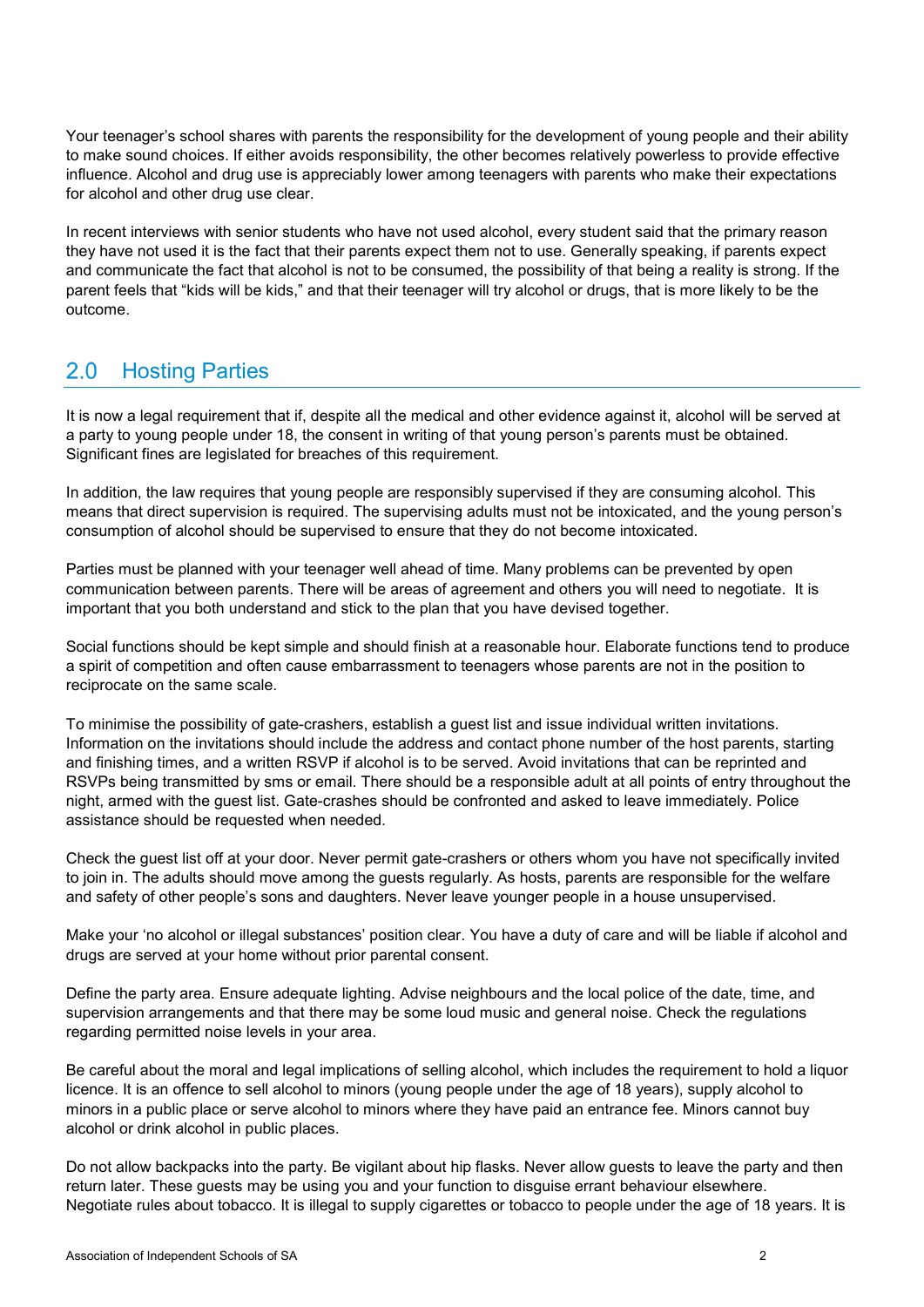Your teenager's school shares with parents the responsibility for the development of young people and their ability to make sound choices. If either avoids responsibility, the other becomes relatively powerless to provide effective influence. Alcohol and drug use is appreciably lower among teenagers with parents who make their expectations for alcohol and other drug use clear.

In recent interviews with senior students who have not used alcohol, every student said that the primary reason they have not used it is the fact that their parents expect them not to use. Generally speaking, if parents expect and communicate the fact that alcohol is not to be consumed, the possibility of that being a reality is strong. If the parent feels that "kids will be kids," and that their teenager will try alcohol or drugs, that is more likely to be the outcome.

## 2.0 Hosting Parties

It is now a legal requirement that if, despite all the medical and other evidence against it, alcohol will be served at a party to young people under 18, the consent in writing of that young person's parents must be obtained. Significant fines are legislated for breaches of this requirement.

In addition, the law requires that young people are responsibly supervised if they are consuming alcohol. This means that direct supervision is required. The supervising adults must not be intoxicated, and the young person's consumption of alcohol should be supervised to ensure that they do not become intoxicated.

Parties must be planned with your teenager well ahead of time. Many problems can be prevented by open communication between parents. There will be areas of agreement and others you will need to negotiate. It is important that you both understand and stick to the plan that you have devised together.

Social functions should be kept simple and should finish at a reasonable hour. Elaborate functions tend to produce a spirit of competition and often cause embarrassment to teenagers whose parents are not in the position to reciprocate on the same scale.

To minimise the possibility of gate-crashers, establish a guest list and issue individual written invitations. Information on the invitations should include the address and contact phone number of the host parents, starting and finishing times, and a written RSVP if alcohol is to be served. Avoid invitations that can be reprinted and RSVPs being transmitted by sms or email. There should be a responsible adult at all points of entry throughout the night, armed with the guest list. Gate-crashes should be confronted and asked to leave immediately. Police assistance should be requested when needed.

Check the guest list off at your door. Never permit gate-crashers or others whom you have not specifically invited to join in. The adults should move among the guests regularly. As hosts, parents are responsible for the welfare and safety of other people's sons and daughters. Never leave younger people in a house unsupervised.

Make your 'no alcohol or illegal substances' position clear. You have a duty of care and will be liable if alcohol and drugs are served at your home without prior parental consent.

Define the party area. Ensure adequate lighting. Advise neighbours and the local police of the date, time, and supervision arrangements and that there may be some loud music and general noise. Check the regulations regarding permitted noise levels in your area.

Be careful about the moral and legal implications of selling alcohol, which includes the requirement to hold a liquor licence. It is an offence to sell alcohol to minors (young people under the age of 18 years), supply alcohol to minors in a public place or serve alcohol to minors where they have paid an entrance fee. Minors cannot buy alcohol or drink alcohol in public places.

Do not allow backpacks into the party. Be vigilant about hip flasks. Never allow guests to leave the party and then return later. These guests may be using you and your function to disguise errant behaviour elsewhere. Negotiate rules about tobacco. It is illegal to supply cigarettes or tobacco to people under the age of 18 years. It is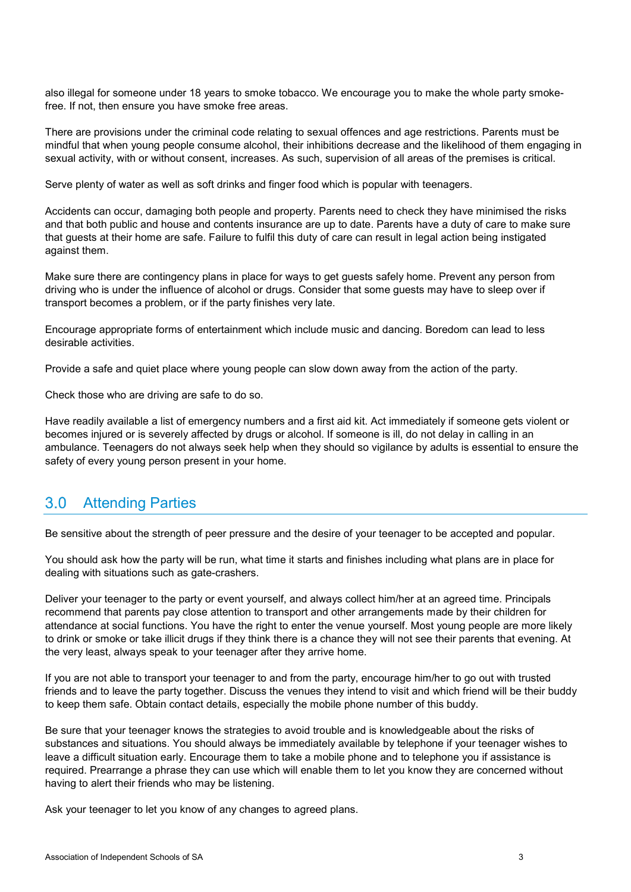also illegal for someone under 18 years to smoke tobacco. We encourage you to make the whole party smoke-free. If not, then ensure you have smoke free areas.

There are provisions under the criminal code relating to sexual offences and age restrictions. Parents must be mindful that when young people consume alcohol, their inhibitions decrease and the likelihood of them engaging in sexual activity, with or without consent, increases. As such, supervision of all areas of the premises is critical.

Serve plenty of water as well as soft drinks and finger food which is popular with teenagers.

Accidents can occur, damaging both people and property. Parents need to check they have minimised the risks and that both public and house and contents insurance are up to date. Parents have a duty of care to make sure that guests at their home are safe. Failure to fulfil this duty of care can result in legal action being instigated against them.

Make sure there are contingency plans in place for ways to get guests safely home. Prevent any person from driving who is under the influence of alcohol or drugs. Consider that some guests may have to sleep over if transport becomes a problem, or if the party finishes very late.

Encourage appropriate forms of entertainment which include music and dancing. Boredom can lead to less desirable activities.

Provide a safe and quiet place where young people can slow down away from the action of the party.

Check those who are driving are safe to do so.

Have readily available a list of emergency numbers and a first aid kit. Act immediately if someone gets violent or becomes injured or is severely affected by drugs or alcohol. If someone is ill, do not delay in calling in an ambulance. Teenagers do not always seek help when they should so vigilance by adults is essential to ensure the safety of every young person present in your home.

## 3.0 Attending Parties

Be sensitive about the strength of peer pressure and the desire of your teenager to be accepted and popular.

You should ask how the party will be run, what time it starts and finishes including what plans are in place for dealing with situations such as gate-crashers.

Deliver your teenager to the party or event yourself, and always collect him/her at an agreed time. Principals recommend that parents pay close attention to transport and other arrangements made by their children for attendance at social functions. You have the right to enter the venue yourself. Most young people are more likely to drink or smoke or take illicit drugs if they think there is a chance they will not see their parents that evening. At the very least, always speak to your teenager after they arrive home.

If you are not able to transport your teenager to and from the party, encourage him/her to go out with trusted friends and to leave the party together. Discuss the venues they intend to visit and which friend will be their buddy to keep them safe. Obtain contact details, especially the mobile phone number of this buddy.

Be sure that your teenager knows the strategies to avoid trouble and is knowledgeable about the risks of substances and situations. You should always be immediately available by telephone if your teenager wishes to leave a difficult situation early. Encourage them to take a mobile phone and to telephone you if assistance is required. Prearrange a phrase they can use which will enable them to let you know they are concerned without having to alert their friends who may be listening.

Ask your teenager to let you know of any changes to agreed plans.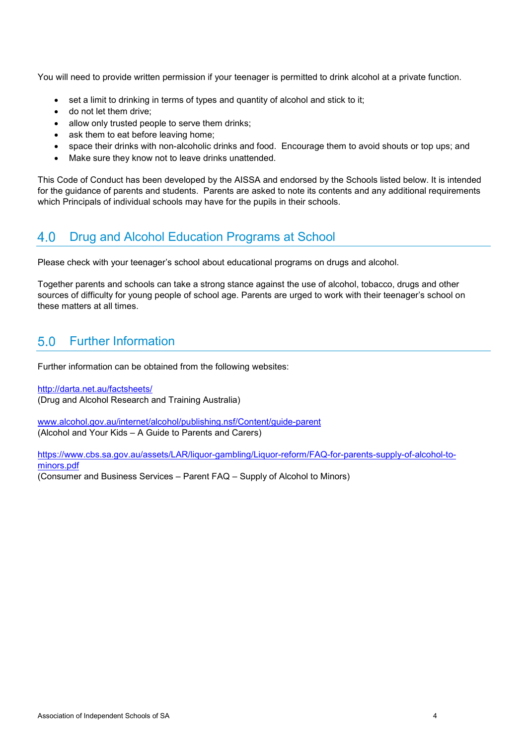You will need to provide written permission if your teenager is permitted to drink alcohol at a private function.

- set a limit to drinking in terms of types and quantity of alcohol and stick to it;
- do not let them drive;
- allow only trusted people to serve them drinks;
- ask them to eat before leaving home;
- space their drinks with non-alcoholic drinks and food. Encourage them to avoid shouts or top ups; and
- Make sure they know not to leave drinks unattended.

This Code of Conduct has been developed by the AISSA and endorsed by the Schools listed below. It is intended for the guidance of parents and students. Parents are asked to note its contents and any additional requirements which Principals of individual schools may have for the pupils in their schools.

## 4.0 Drug and Alcohol Education Programs at School

Please check with your teenager's school about educational programs on drugs and alcohol.

Together parents and schools can take a strong stance against the use of alcohol, tobacco, drugs and other sources of difficulty for young people of school age. Parents are urged to work with their teenager's school on these matters at all times.

## 5.0 Further Information

Further information can be obtained from the following websites:

http://darta.net.au/factsheets/
(Drug and Alcohol Research and Training Australia)

www.alcohol.gov.au/internet/alcohol/publishing.nsf/Content/guide-parent
(Alcohol and Your Kids – A Guide to Parents and Carers)

https://www.cbs.sa.gov.au/assets/LAR/liquor-gambling/Liquor-reform/FAQ-for-parents-supply-of-alcohol-to-minors.pdf
(Consumer and Business Services – Parent FAQ – Supply of Alcohol to Minors)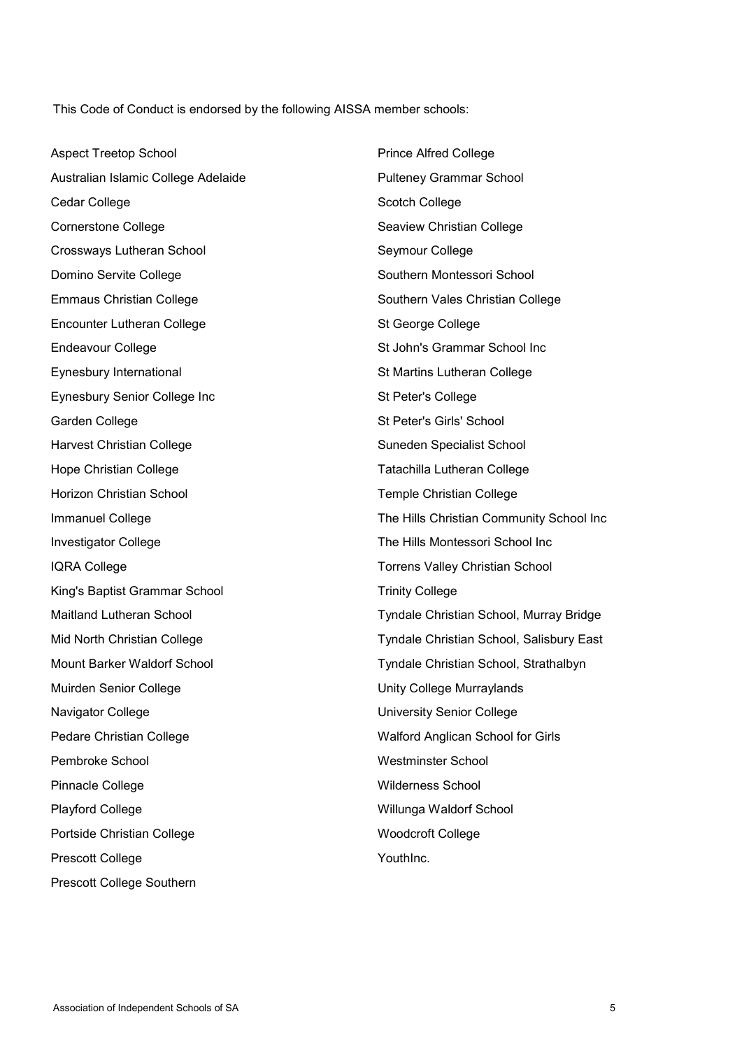This Code of Conduct is endorsed by the following AISSA member schools:

Aspect Treetop School
Australian Islamic College Adelaide
Cedar College
Cornerstone College
Crossways Lutheran School
Domino Servite College
Emmaus Christian College
Encounter Lutheran College
Endeavour College
Eynesbury International
Eynesbury Senior College Inc
Garden College
Harvest Christian College
Hope Christian College
Horizon Christian School
Immanuel College
Investigator College
IQRA College
King's Baptist Grammar School
Maitland Lutheran School
Mid North Christian College
Mount Barker Waldorf School
Muirden Senior College
Navigator College
Pedare Christian College
Pembroke School
Pinnacle College
Playford College
Portside Christian College
Prescott College
Prescott College Southern
Prince Alfred College
Pulteney Grammar School
Scotch College
Seaview Christian College
Seymour College
Southern Montessori School
Southern Vales Christian College
St George College
St John's Grammar School Inc
St Martins Lutheran College
St Peter's College
St Peter's Girls' School
Suneden Specialist School
Tatachilla Lutheran College
Temple Christian College
The Hills Christian Community School Inc
The Hills Montessori School Inc
Torrens Valley Christian School
Trinity College
Tyndale Christian School, Murray Bridge
Tyndale Christian School, Salisbury East
Tyndale Christian School, Strathalbyn
Unity College Murraylands
University Senior College
Walford Anglican School for Girls
Westminster School
Wilderness School
Willunga Waldorf School
Woodcroft College
YouthInc.